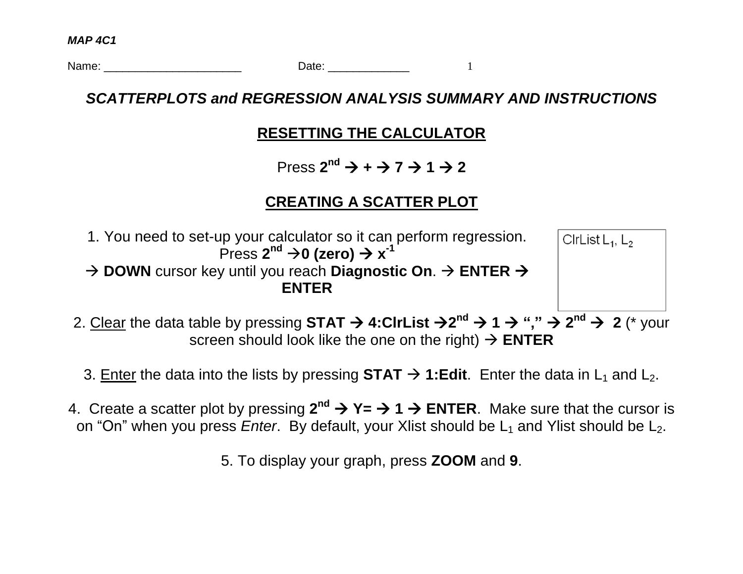***MAP 4C1***

Name: ______________________ Date: _____________

## *SCATTERPLOTS and REGRESSION ANALYSIS SUMMARY AND INSTRUCTIONS*

### RESETTING THE CALCULATOR

Press **$2^{nd}$ → + → 7 → 1 → 2**

### CREATING A SCATTER PLOT

1. You need to set-up your calculator so it can perform regression. Press **$2^{nd}$ →0 (zero) → $x^{-1}$** → **DOWN** cursor key until you reach **Diagnostic On**. → **ENTER → ENTER**

| ClrList $L_1$, $L_2$ |
|---|

2. Clear the data table by pressing **STAT → 4:ClrList →$2^{nd}$ → 1 → "," → $2^{nd}$ → 2** (* your screen should look like the one on the right) → **ENTER**

3. Enter the data into the lists by pressing **STAT → 1:Edit**. Enter the data in $L_1$ and $L_2$.

4. Create a scatter plot by pressing **$2^{nd}$ → Y= → 1 → ENTER**. Make sure that the cursor is on "On" when you press *Enter*. By default, your Xlist should be $L_1$ and Ylist should be $L_2$.

5. To display your graph, press **ZOOM** and **9**.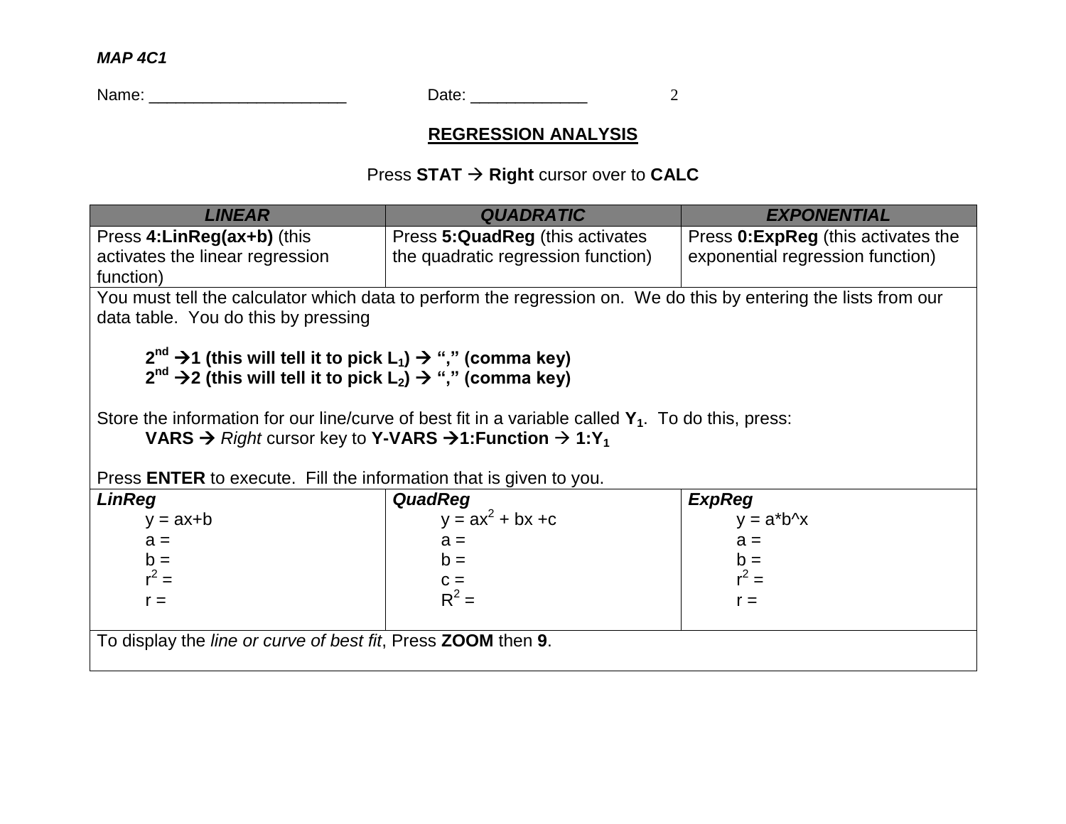*MAP 4C1*

Name: ______________________ Date: _____________

## REGRESSION ANALYSIS

Press **STAT** → **Right** cursor over to **CALC**

| ***LINEAR*** | ***QUADRATIC*** | ***EXPONENTIAL*** |
|---|---|---|
| Press **4:LinReg(ax+b)** (this activates the linear regression function) | Press **5:QuadReg** (this activates the quadratic regression function) | Press **0:ExpReg** (this activates the exponential regression function) |
| You must tell the calculator which data to perform the regression on. We do this by entering the lists from our data table. You do this by pressing<br><br>**2nd →1 (this will tell it to pick $L_1$) → "," (comma key)**<br>**2nd →2 (this will tell it to pick $L_2$) → "," (comma key)**<br><br>Store the information for our line/curve of best fit in a variable called $\mathbf{Y_1}$. To do this, press:<br>**VARS →** *Right* cursor key to **Y-VARS →1:Function → 1:$\mathbf{Y_1}$**<br><br>Press **ENTER** to execute. Fill the information that is given to you. | | |
| ***LinReg***<br>y = ax+b<br>a =<br>b =<br>$r^2$ =<br>r = | ***QuadReg***<br>$y = ax^2 + bx + c$<br>a =<br>b =<br>c =<br>$R^2$ = | ***ExpReg***<br>y = a*b^x<br>a =<br>b =<br>$r^2$ =<br>r = |
| To display the *line or curve of best fit*, Press **ZOOM** then **9**. | | |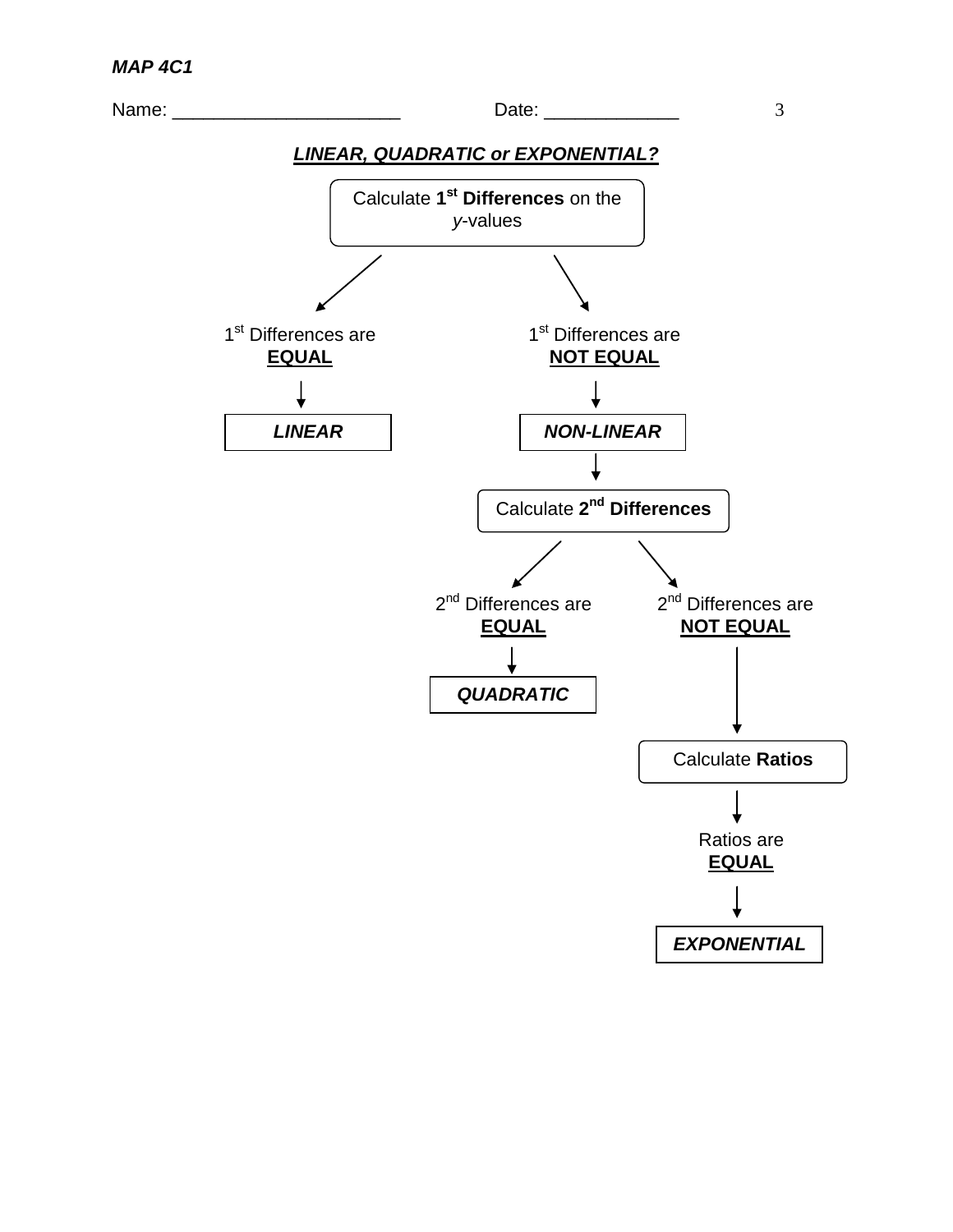***MAP 4C1***

Name: ______________________ Date: _____________

***LINEAR, QUADRATIC or EXPONENTIAL?***

Calculate **1st Differences** on the *y*-values

1st Differences are **EQUAL**

***LINEAR***

1st Differences are **NOT EQUAL**

***NON-LINEAR***

Calculate **2nd Differences**

2nd Differences are **EQUAL**

***QUADRATIC***

2nd Differences are **NOT EQUAL**

Calculate **Ratios**

Ratios are **EQUAL**

***EXPONENTIAL***